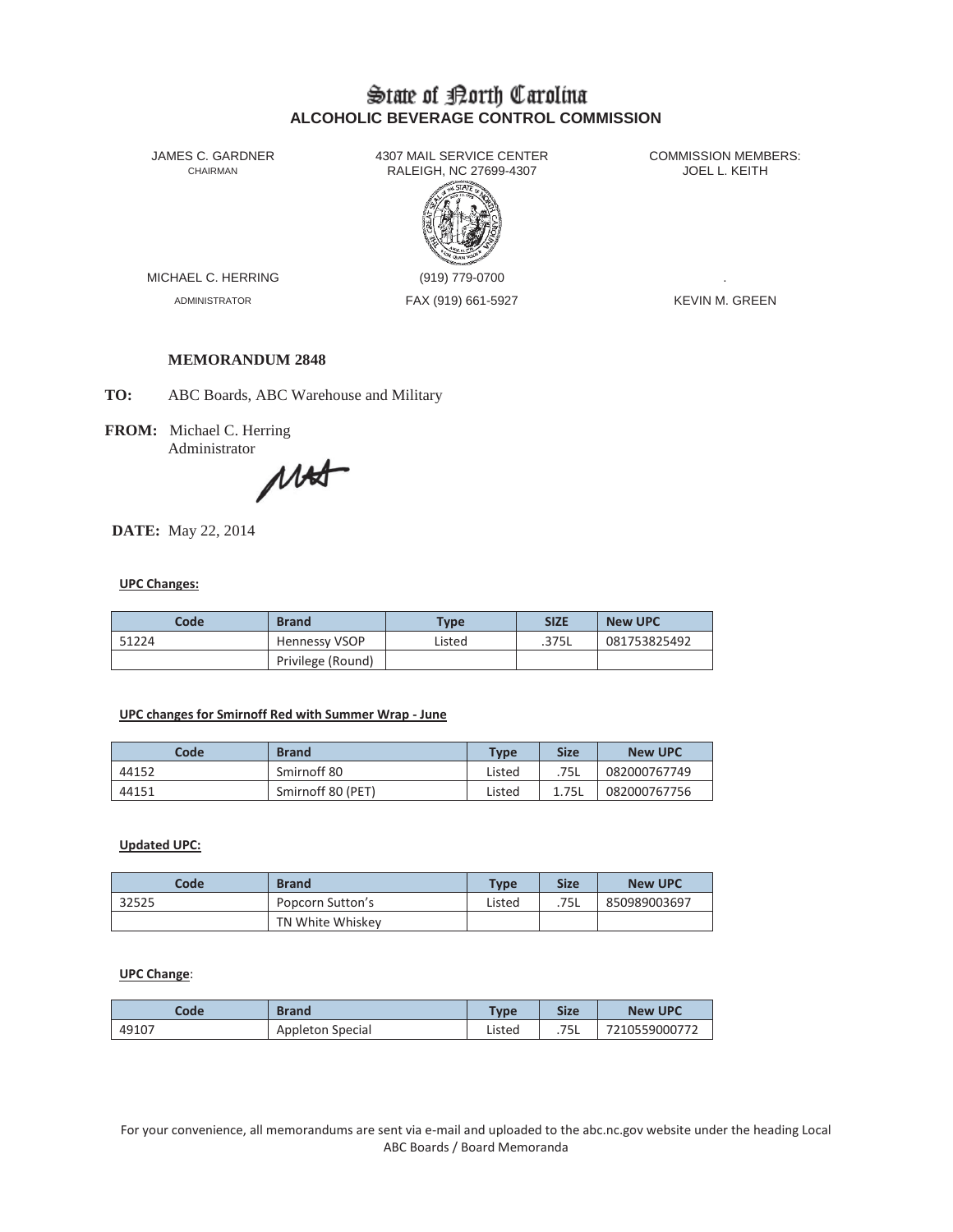# State of North Carolina
## ALCOHOLIC BEVERAGE CONTROL COMMISSION

JAMES C. GARDNER
CHAIRMAN

4307 MAIL SERVICE CENTER
RALEIGH, NC 27699-4307

COMMISSION MEMBERS:
JOEL L. KEITH

MICHAEL C. HERRING
ADMINISTRATOR

(919) 779-0700
FAX (919) 661-5927

.
KEVIN M. GREEN

**MEMORANDUM 2848**

**TO:** ABC Boards, ABC Warehouse and Military

**FROM:** Michael C. Herring
Administrator

**DATE:** May 22, 2014

**UPC Changes:**

| Code | Brand | Type | SIZE | New UPC |
|---|---|---|---|---|
| 51224 | Hennessy VSOP | Listed | .375L | 081753825492 |
| | Privilege (Round) | | | |

**UPC changes for Smirnoff Red with Summer Wrap - June**

| Code | Brand | Type | Size | New UPC |
|---|---|---|---|---|
| 44152 | Smirnoff 80 | Listed | .75L | 082000767749 |
| 44151 | Smirnoff 80 (PET) | Listed | 1.75L | 082000767756 |

**Updated UPC:**

| Code | Brand | Type | Size | New UPC |
|---|---|---|---|---|
| 32525 | Popcorn Sutton's | Listed | .75L | 850989003697 |
| | TN White Whiskey | | | |

**UPC Change**:

| Code | Brand | Type | Size | New UPC |
|---|---|---|---|---|
| 49107 | Appleton Special | Listed | .75L | 7210559000772 |

For your convenience, all memorandums are sent via e-mail and uploaded to the abc.nc.gov website under the heading Local ABC Boards / Board Memoranda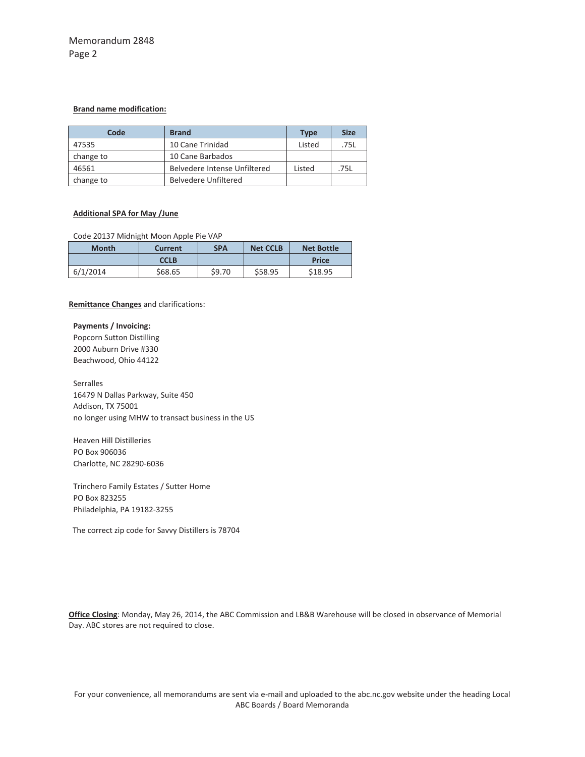**Brand name modification:**

| Code | Brand | Type | Size |
| --- | --- | --- | --- |
| 47535 | 10 Cane Trinidad | Listed | .75L |
| change to | 10 Cane Barbados | | |
| 46561 | Belvedere Intense Unfiltered | Listed | .75L |
| change to | Belvedere Unfiltered | | |

**Additional SPA for May /June**

Code 20137 Midnight Moon Apple Pie VAP

| Month | Current | SPA | Net CCLB | Net Bottle |
| --- | --- | --- | --- | --- |
| | CCLB | | | Price |
| 6/1/2014 | $68.65 | $9.70 | $58.95 | $18.95 |

**Remittance Changes** and clarifications:

**Payments / Invoicing:**

Popcorn Sutton Distilling
2000 Auburn Drive #330
Beachwood, Ohio 44122

Serralles
16479 N Dallas Parkway, Suite 450
Addison, TX 75001
no longer using MHW to transact business in the US

Heaven Hill Distilleries
PO Box 906036
Charlotte, NC 28290-6036

Trinchero Family Estates / Sutter Home
PO Box 823255
Philadelphia, PA 19182-3255

The correct zip code for Savvy Distillers is 78704

**Office Closing**: Monday, May 26, 2014, the ABC Commission and LB&B Warehouse will be closed in observance of Memorial Day. ABC stores are not required to close.

For your convenience, all memorandums are sent via e-mail and uploaded to the abc.nc.gov website under the heading Local ABC Boards / Board Memoranda